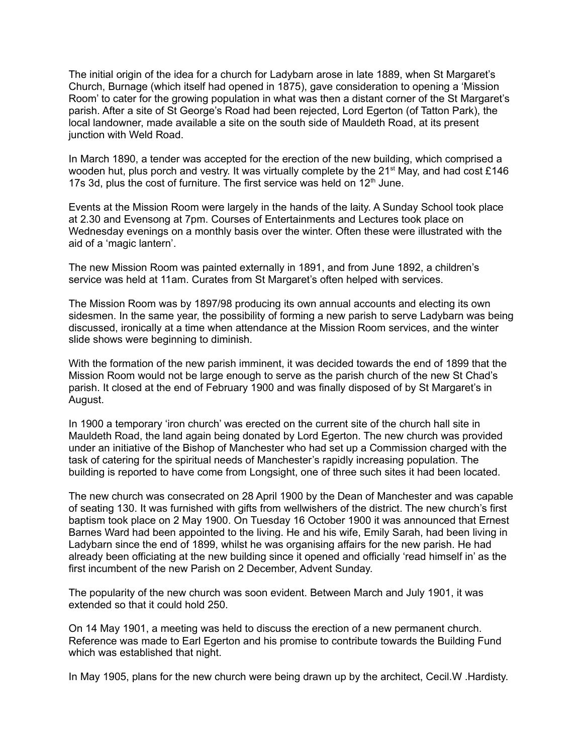The initial origin of the idea for a church for Ladybarn arose in late 1889, when St Margaret's Church, Burnage (which itself had opened in 1875), gave consideration to opening a 'Mission Room' to cater for the growing population in what was then a distant corner of the St Margaret's parish. After a site of St George's Road had been rejected, Lord Egerton (of Tatton Park), the local landowner, made available a site on the south side of Mauldeth Road, at its present junction with Weld Road.

In March 1890, a tender was accepted for the erection of the new building, which comprised a wooden hut, plus porch and vestry. It was virtually complete by the 21st May, and had cost £146 17s 3d, plus the cost of furniture. The first service was held on 12th June.

Events at the Mission Room were largely in the hands of the laity. A Sunday School took place at 2.30 and Evensong at 7pm. Courses of Entertainments and Lectures took place on Wednesday evenings on a monthly basis over the winter. Often these were illustrated with the aid of a 'magic lantern'.

The new Mission Room was painted externally in 1891, and from June 1892, a children's service was held at 11am. Curates from St Margaret's often helped with services.

The Mission Room was by 1897/98 producing its own annual accounts and electing its own sidesmen. In the same year, the possibility of forming a new parish to serve Ladybarn was being discussed, ironically at a time when attendance at the Mission Room services, and the winter slide shows were beginning to diminish.

With the formation of the new parish imminent, it was decided towards the end of 1899 that the Mission Room would not be large enough to serve as the parish church of the new St Chad's parish. It closed at the end of February 1900 and was finally disposed of by St Margaret's in August.

In 1900 a temporary 'iron church' was erected on the current site of the church hall site in Mauldeth Road, the land again being donated by Lord Egerton. The new church was provided under an initiative of the Bishop of Manchester who had set up a Commission charged with the task of catering for the spiritual needs of Manchester's rapidly increasing population. The building is reported to have come from Longsight, one of three such sites it had been located.

The new church was consecrated on 28 April 1900 by the Dean of Manchester and was capable of seating 130. It was furnished with gifts from wellwishers of the district. The new church's first baptism took place on 2 May 1900. On Tuesday 16 October 1900 it was announced that Ernest Barnes Ward had been appointed to the living. He and his wife, Emily Sarah, had been living in Ladybarn since the end of 1899, whilst he was organising affairs for the new parish. He had already been officiating at the new building since it opened and officially 'read himself in' as the first incumbent of the new Parish on 2 December, Advent Sunday.

The popularity of the new church was soon evident. Between March and July 1901, it was extended so that it could hold 250.

On 14 May 1901, a meeting was held to discuss the erection of a new permanent church. Reference was made to Earl Egerton and his promise to contribute towards the Building Fund which was established that night.

In May 1905, plans for the new church were being drawn up by the architect, Cecil.W .Hardisty.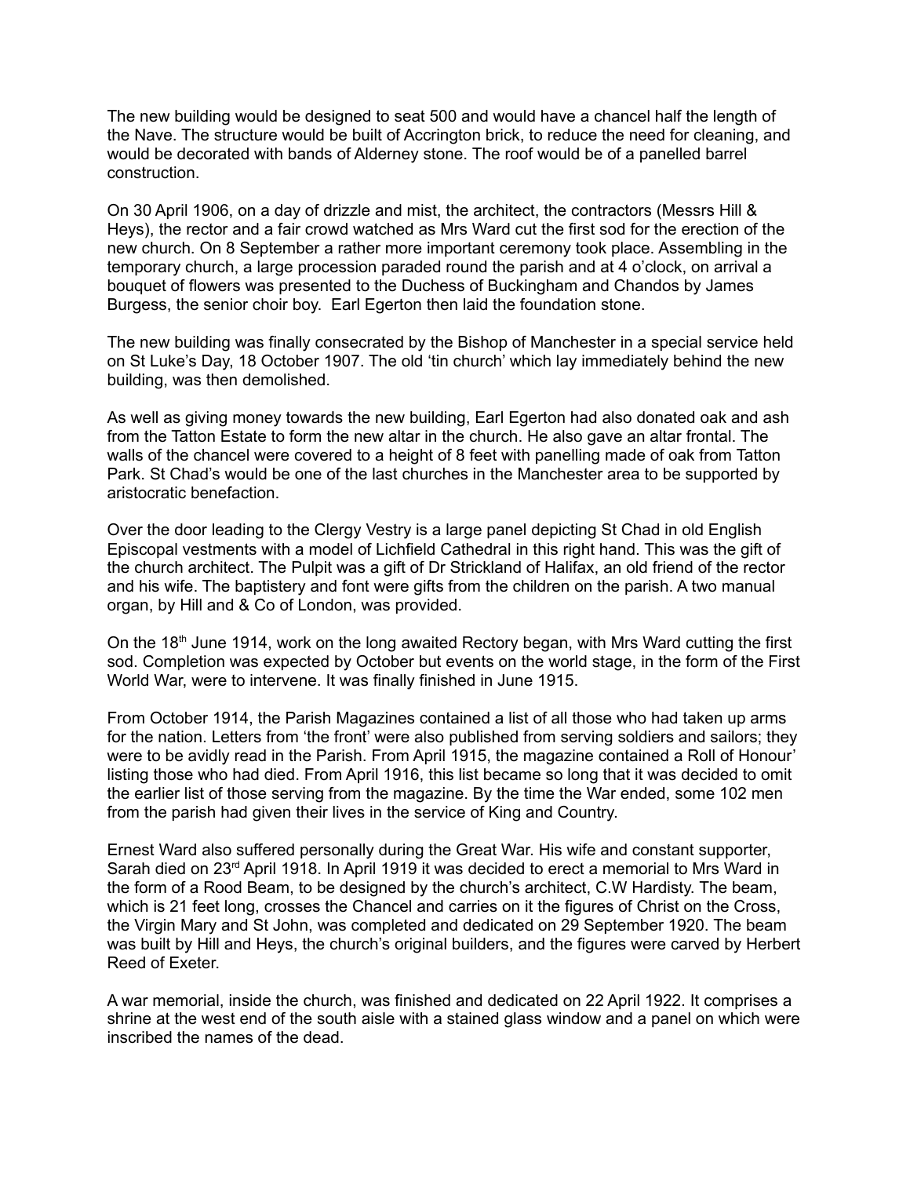The new building would be designed to seat 500 and would have a chancel half the length of the Nave. The structure would be built of Accrington brick, to reduce the need for cleaning, and would be decorated with bands of Alderney stone. The roof would be of a panelled barrel construction.

On 30 April 1906, on a day of drizzle and mist, the architect, the contractors (Messrs Hill & Heys), the rector and a fair crowd watched as Mrs Ward cut the first sod for the erection of the new church. On 8 September a rather more important ceremony took place. Assembling in the temporary church, a large procession paraded round the parish and at 4 o'clock, on arrival a bouquet of flowers was presented to the Duchess of Buckingham and Chandos by James Burgess, the senior choir boy. Earl Egerton then laid the foundation stone.

The new building was finally consecrated by the Bishop of Manchester in a special service held on St Luke's Day, 18 October 1907. The old 'tin church' which lay immediately behind the new building, was then demolished.

As well as giving money towards the new building, Earl Egerton had also donated oak and ash from the Tatton Estate to form the new altar in the church. He also gave an altar frontal. The walls of the chancel were covered to a height of 8 feet with panelling made of oak from Tatton Park. St Chad's would be one of the last churches in the Manchester area to be supported by aristocratic benefaction.

Over the door leading to the Clergy Vestry is a large panel depicting St Chad in old English Episcopal vestments with a model of Lichfield Cathedral in this right hand. This was the gift of the church architect. The Pulpit was a gift of Dr Strickland of Halifax, an old friend of the rector and his wife. The baptistery and font were gifts from the children on the parish. A two manual organ, by Hill and & Co of London, was provided.

On the 18th June 1914, work on the long awaited Rectory began, with Mrs Ward cutting the first sod. Completion was expected by October but events on the world stage, in the form of the First World War, were to intervene. It was finally finished in June 1915.

From October 1914, the Parish Magazines contained a list of all those who had taken up arms for the nation. Letters from 'the front' were also published from serving soldiers and sailors; they were to be avidly read in the Parish. From April 1915, the magazine contained a Roll of Honour' listing those who had died. From April 1916, this list became so long that it was decided to omit the earlier list of those serving from the magazine. By the time the War ended, some 102 men from the parish had given their lives in the service of King and Country.

Ernest Ward also suffered personally during the Great War. His wife and constant supporter, Sarah died on 23rd April 1918. In April 1919 it was decided to erect a memorial to Mrs Ward in the form of a Rood Beam, to be designed by the church's architect, C.W Hardisty. The beam, which is 21 feet long, crosses the Chancel and carries on it the figures of Christ on the Cross, the Virgin Mary and St John, was completed and dedicated on 29 September 1920. The beam was built by Hill and Heys, the church's original builders, and the figures were carved by Herbert Reed of Exeter.

A war memorial, inside the church, was finished and dedicated on 22 April 1922. It comprises a shrine at the west end of the south aisle with a stained glass window and a panel on which were inscribed the names of the dead.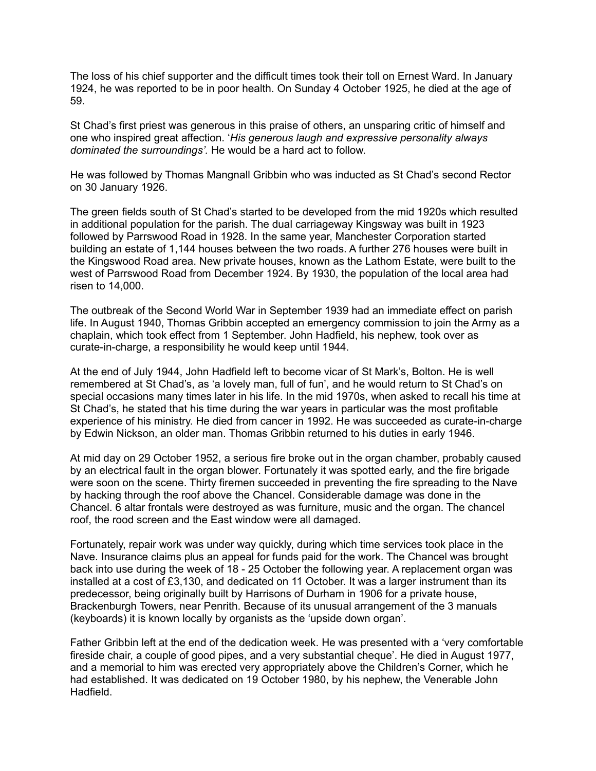The loss of his chief supporter and the difficult times took their toll on Ernest Ward. In January 1924, he was reported to be in poor health. On Sunday 4 October 1925, he died at the age of 59.

St Chad's first priest was generous in this praise of others, an unsparing critic of himself and one who inspired great affection. '*His generous laugh and expressive personality always dominated the surroundings'.* He would be a hard act to follow.

He was followed by Thomas Mangnall Gribbin who was inducted as St Chad's second Rector on 30 January 1926.

The green fields south of St Chad's started to be developed from the mid 1920s which resulted in additional population for the parish. The dual carriageway Kingsway was built in 1923 followed by Parrswood Road in 1928. In the same year, Manchester Corporation started building an estate of 1,144 houses between the two roads. A further 276 houses were built in the Kingswood Road area. New private houses, known as the Lathom Estate, were built to the west of Parrswood Road from December 1924. By 1930, the population of the local area had risen to 14,000.

The outbreak of the Second World War in September 1939 had an immediate effect on parish life. In August 1940, Thomas Gribbin accepted an emergency commission to join the Army as a chaplain, which took effect from 1 September. John Hadfield, his nephew, took over as curate-in-charge, a responsibility he would keep until 1944.

At the end of July 1944, John Hadfield left to become vicar of St Mark's, Bolton. He is well remembered at St Chad's, as 'a lovely man, full of fun', and he would return to St Chad's on special occasions many times later in his life. In the mid 1970s, when asked to recall his time at St Chad's, he stated that his time during the war years in particular was the most profitable experience of his ministry. He died from cancer in 1992. He was succeeded as curate-in-charge by Edwin Nickson, an older man. Thomas Gribbin returned to his duties in early 1946.

At mid day on 29 October 1952, a serious fire broke out in the organ chamber, probably caused by an electrical fault in the organ blower. Fortunately it was spotted early, and the fire brigade were soon on the scene. Thirty firemen succeeded in preventing the fire spreading to the Nave by hacking through the roof above the Chancel. Considerable damage was done in the Chancel. 6 altar frontals were destroyed as was furniture, music and the organ. The chancel roof, the rood screen and the East window were all damaged.

Fortunately, repair work was under way quickly, during which time services took place in the Nave. Insurance claims plus an appeal for funds paid for the work. The Chancel was brought back into use during the week of 18 - 25 October the following year. A replacement organ was installed at a cost of £3,130, and dedicated on 11 October. It was a larger instrument than its predecessor, being originally built by Harrisons of Durham in 1906 for a private house, Brackenburgh Towers, near Penrith. Because of its unusual arrangement of the 3 manuals (keyboards) it is known locally by organists as the 'upside down organ'.

Father Gribbin left at the end of the dedication week. He was presented with a 'very comfortable fireside chair, a couple of good pipes, and a very substantial cheque'. He died in August 1977, and a memorial to him was erected very appropriately above the Children's Corner, which he had established. It was dedicated on 19 October 1980, by his nephew, the Venerable John Hadfield.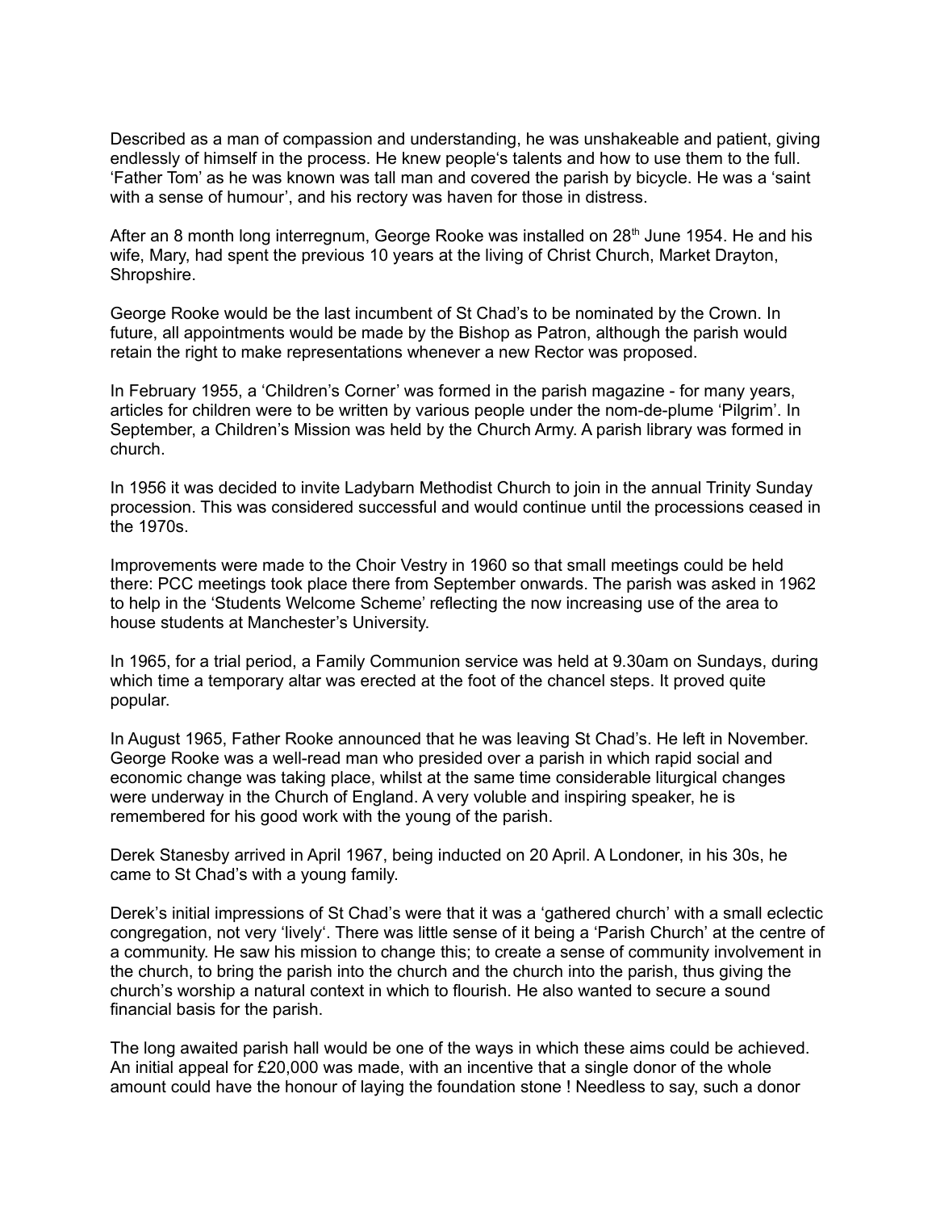Described as a man of compassion and understanding, he was unshakeable and patient, giving endlessly of himself in the process. He knew people's talents and how to use them to the full. 'Father Tom' as he was known was tall man and covered the parish by bicycle. He was a 'saint with a sense of humour', and his rectory was haven for those in distress.

After an 8 month long interregnum, George Rooke was installed on 28th June 1954. He and his wife, Mary, had spent the previous 10 years at the living of Christ Church, Market Drayton, Shropshire.

George Rooke would be the last incumbent of St Chad's to be nominated by the Crown. In future, all appointments would be made by the Bishop as Patron, although the parish would retain the right to make representations whenever a new Rector was proposed.

In February 1955, a 'Children's Corner' was formed in the parish magazine - for many years, articles for children were to be written by various people under the nom-de-plume 'Pilgrim'. In September, a Children's Mission was held by the Church Army. A parish library was formed in church.

In 1956 it was decided to invite Ladybarn Methodist Church to join in the annual Trinity Sunday procession. This was considered successful and would continue until the processions ceased in the 1970s.

Improvements were made to the Choir Vestry in 1960 so that small meetings could be held there: PCC meetings took place there from September onwards. The parish was asked in 1962 to help in the 'Students Welcome Scheme' reflecting the now increasing use of the area to house students at Manchester's University.

In 1965, for a trial period, a Family Communion service was held at 9.30am on Sundays, during which time a temporary altar was erected at the foot of the chancel steps. It proved quite popular.

In August 1965, Father Rooke announced that he was leaving St Chad's. He left in November. George Rooke was a well-read man who presided over a parish in which rapid social and economic change was taking place, whilst at the same time considerable liturgical changes were underway in the Church of England. A very voluble and inspiring speaker, he is remembered for his good work with the young of the parish.

Derek Stanesby arrived in April 1967, being inducted on 20 April. A Londoner, in his 30s, he came to St Chad's with a young family.

Derek's initial impressions of St Chad's were that it was a 'gathered church' with a small eclectic congregation, not very 'lively'. There was little sense of it being a 'Parish Church' at the centre of a community. He saw his mission to change this; to create a sense of community involvement in the church, to bring the parish into the church and the church into the parish, thus giving the church's worship a natural context in which to flourish. He also wanted to secure a sound financial basis for the parish.

The long awaited parish hall would be one of the ways in which these aims could be achieved. An initial appeal for £20,000 was made, with an incentive that a single donor of the whole amount could have the honour of laying the foundation stone ! Needless to say, such a donor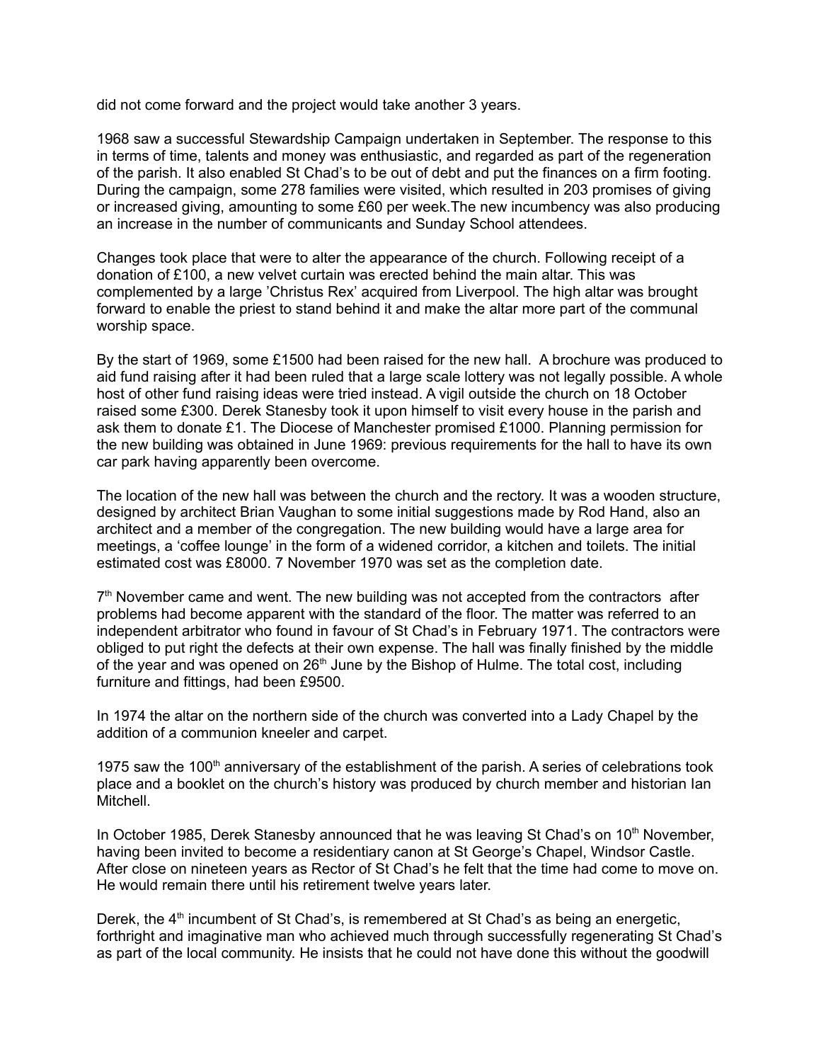did not come forward and the project would take another 3 years.

1968 saw a successful Stewardship Campaign undertaken in September. The response to this in terms of time, talents and money was enthusiastic, and regarded as part of the regeneration of the parish. It also enabled St Chad's to be out of debt and put the finances on a firm footing. During the campaign, some 278 families were visited, which resulted in 203 promises of giving or increased giving, amounting to some £60 per week.The new incumbency was also producing an increase in the number of communicants and Sunday School attendees.

Changes took place that were to alter the appearance of the church. Following receipt of a donation of £100, a new velvet curtain was erected behind the main altar. This was complemented by a large 'Christus Rex' acquired from Liverpool. The high altar was brought forward to enable the priest to stand behind it and make the altar more part of the communal worship space.

By the start of 1969, some £1500 had been raised for the new hall. A brochure was produced to aid fund raising after it had been ruled that a large scale lottery was not legally possible. A whole host of other fund raising ideas were tried instead. A vigil outside the church on 18 October raised some £300. Derek Stanesby took it upon himself to visit every house in the parish and ask them to donate £1. The Diocese of Manchester promised £1000. Planning permission for the new building was obtained in June 1969: previous requirements for the hall to have its own car park having apparently been overcome.

The location of the new hall was between the church and the rectory. It was a wooden structure, designed by architect Brian Vaughan to some initial suggestions made by Rod Hand, also an architect and a member of the congregation. The new building would have a large area for meetings, a 'coffee lounge' in the form of a widened corridor, a kitchen and toilets. The initial estimated cost was £8000. 7 November 1970 was set as the completion date.

7th November came and went. The new building was not accepted from the contractors after problems had become apparent with the standard of the floor. The matter was referred to an independent arbitrator who found in favour of St Chad's in February 1971. The contractors were obliged to put right the defects at their own expense. The hall was finally finished by the middle of the year and was opened on 26th June by the Bishop of Hulme. The total cost, including furniture and fittings, had been £9500.

In 1974 the altar on the northern side of the church was converted into a Lady Chapel by the addition of a communion kneeler and carpet.

1975 saw the 100th anniversary of the establishment of the parish. A series of celebrations took place and a booklet on the church's history was produced by church member and historian Ian Mitchell.

In October 1985, Derek Stanesby announced that he was leaving St Chad's on 10th November, having been invited to become a residentiary canon at St George's Chapel, Windsor Castle. After close on nineteen years as Rector of St Chad's he felt that the time had come to move on. He would remain there until his retirement twelve years later.

Derek, the 4th incumbent of St Chad's, is remembered at St Chad's as being an energetic, forthright and imaginative man who achieved much through successfully regenerating St Chad's as part of the local community. He insists that he could not have done this without the goodwill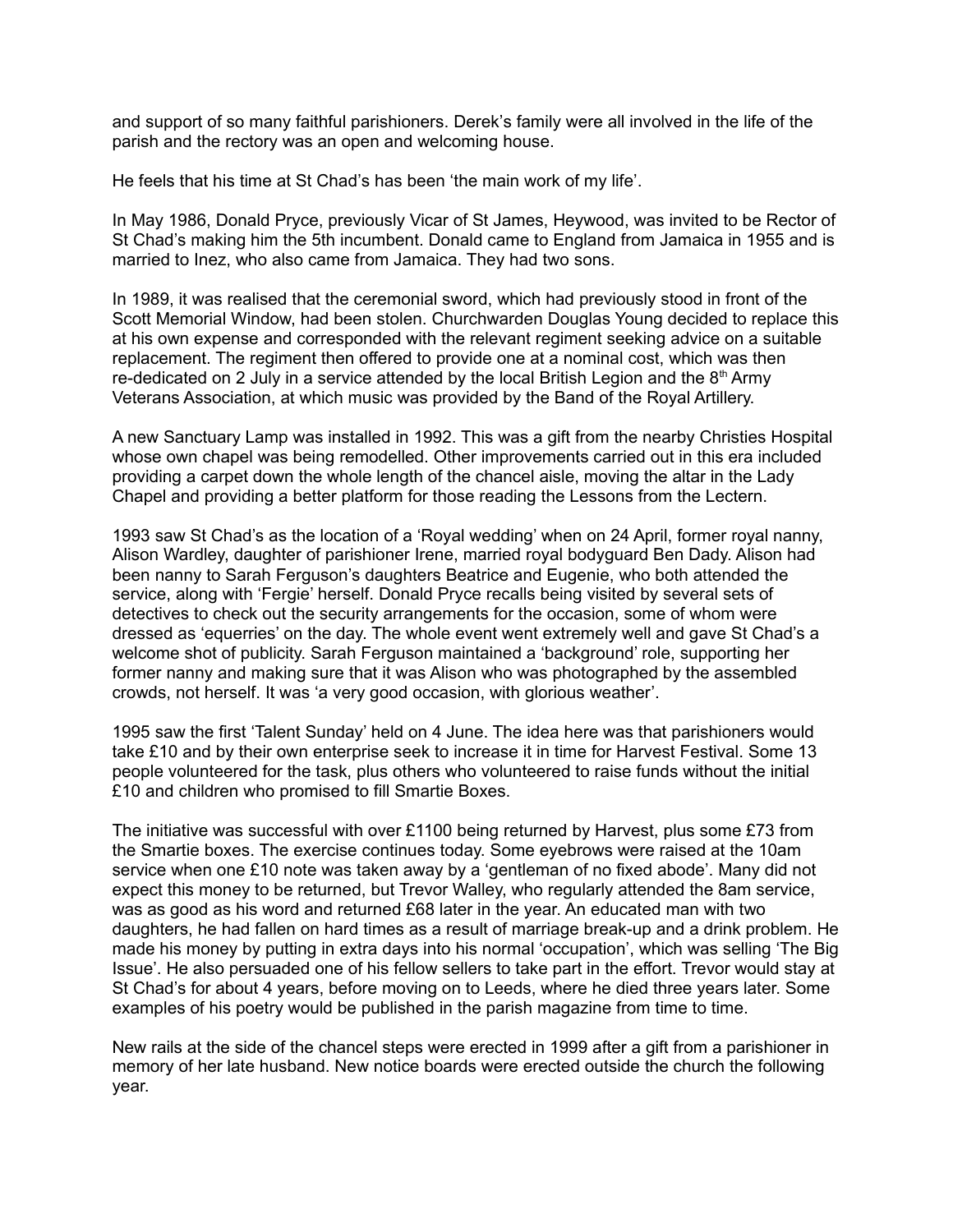and support of so many faithful parishioners. Derek's family were all involved in the life of the parish and the rectory was an open and welcoming house.

He feels that his time at St Chad's has been 'the main work of my life'.

In May 1986, Donald Pryce, previously Vicar of St James, Heywood, was invited to be Rector of St Chad's making him the 5th incumbent. Donald came to England from Jamaica in 1955 and is married to Inez, who also came from Jamaica. They had two sons.

In 1989, it was realised that the ceremonial sword, which had previously stood in front of the Scott Memorial Window, had been stolen. Churchwarden Douglas Young decided to replace this at his own expense and corresponded with the relevant regiment seeking advice on a suitable replacement. The regiment then offered to provide one at a nominal cost, which was then re-dedicated on 2 July in a service attended by the local British Legion and the 8th Army Veterans Association, at which music was provided by the Band of the Royal Artillery.

A new Sanctuary Lamp was installed in 1992. This was a gift from the nearby Christies Hospital whose own chapel was being remodelled. Other improvements carried out in this era included providing a carpet down the whole length of the chancel aisle, moving the altar in the Lady Chapel and providing a better platform for those reading the Lessons from the Lectern.

1993 saw St Chad's as the location of a 'Royal wedding' when on 24 April, former royal nanny, Alison Wardley, daughter of parishioner Irene, married royal bodyguard Ben Dady. Alison had been nanny to Sarah Ferguson's daughters Beatrice and Eugenie, who both attended the service, along with 'Fergie' herself. Donald Pryce recalls being visited by several sets of detectives to check out the security arrangements for the occasion, some of whom were dressed as 'equerries' on the day. The whole event went extremely well and gave St Chad's a welcome shot of publicity. Sarah Ferguson maintained a 'background' role, supporting her former nanny and making sure that it was Alison who was photographed by the assembled crowds, not herself. It was 'a very good occasion, with glorious weather'.

1995 saw the first 'Talent Sunday' held on 4 June. The idea here was that parishioners would take £10 and by their own enterprise seek to increase it in time for Harvest Festival. Some 13 people volunteered for the task, plus others who volunteered to raise funds without the initial £10 and children who promised to fill Smartie Boxes.

The initiative was successful with over £1100 being returned by Harvest, plus some £73 from the Smartie boxes. The exercise continues today. Some eyebrows were raised at the 10am service when one £10 note was taken away by a 'gentleman of no fixed abode'. Many did not expect this money to be returned, but Trevor Walley, who regularly attended the 8am service, was as good as his word and returned £68 later in the year. An educated man with two daughters, he had fallen on hard times as a result of marriage break-up and a drink problem. He made his money by putting in extra days into his normal 'occupation', which was selling 'The Big Issue'. He also persuaded one of his fellow sellers to take part in the effort. Trevor would stay at St Chad's for about 4 years, before moving on to Leeds, where he died three years later. Some examples of his poetry would be published in the parish magazine from time to time.

New rails at the side of the chancel steps were erected in 1999 after a gift from a parishioner in memory of her late husband. New notice boards were erected outside the church the following year.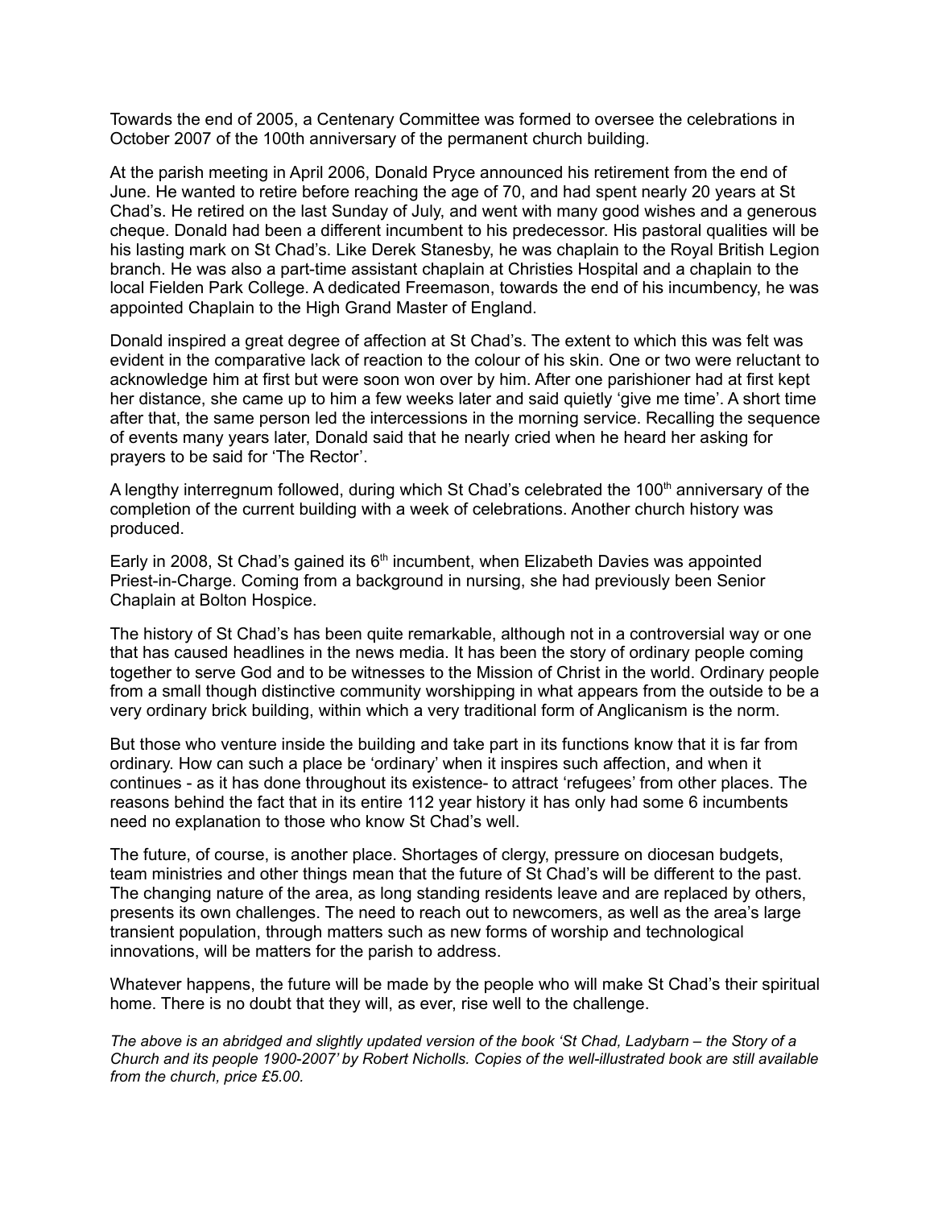Towards the end of 2005, a Centenary Committee was formed to oversee the celebrations in October 2007 of the 100th anniversary of the permanent church building.

At the parish meeting in April 2006, Donald Pryce announced his retirement from the end of June. He wanted to retire before reaching the age of 70, and had spent nearly 20 years at St Chad's. He retired on the last Sunday of July, and went with many good wishes and a generous cheque. Donald had been a different incumbent to his predecessor. His pastoral qualities will be his lasting mark on St Chad's. Like Derek Stanesby, he was chaplain to the Royal British Legion branch. He was also a part-time assistant chaplain at Christies Hospital and a chaplain to the local Fielden Park College. A dedicated Freemason, towards the end of his incumbency, he was appointed Chaplain to the High Grand Master of England.

Donald inspired a great degree of affection at St Chad's. The extent to which this was felt was evident in the comparative lack of reaction to the colour of his skin. One or two were reluctant to acknowledge him at first but were soon won over by him. After one parishioner had at first kept her distance, she came up to him a few weeks later and said quietly 'give me time'. A short time after that, the same person led the intercessions in the morning service. Recalling the sequence of events many years later, Donald said that he nearly cried when he heard her asking for prayers to be said for 'The Rector'.

A lengthy interregnum followed, during which St Chad's celebrated the 100th anniversary of the completion of the current building with a week of celebrations. Another church history was produced.

Early in 2008, St Chad's gained its 6th incumbent, when Elizabeth Davies was appointed Priest-in-Charge. Coming from a background in nursing, she had previously been Senior Chaplain at Bolton Hospice.

The history of St Chad's has been quite remarkable, although not in a controversial way or one that has caused headlines in the news media. It has been the story of ordinary people coming together to serve God and to be witnesses to the Mission of Christ in the world. Ordinary people from a small though distinctive community worshipping in what appears from the outside to be a very ordinary brick building, within which a very traditional form of Anglicanism is the norm.

But those who venture inside the building and take part in its functions know that it is far from ordinary. How can such a place be 'ordinary' when it inspires such affection, and when it continues - as it has done throughout its existence- to attract 'refugees' from other places. The reasons behind the fact that in its entire 112 year history it has only had some 6 incumbents need no explanation to those who know St Chad's well.

The future, of course, is another place. Shortages of clergy, pressure on diocesan budgets, team ministries and other things mean that the future of St Chad's will be different to the past. The changing nature of the area, as long standing residents leave and are replaced by others, presents its own challenges. The need to reach out to newcomers, as well as the area's large transient population, through matters such as new forms of worship and technological innovations, will be matters for the parish to address.

Whatever happens, the future will be made by the people who will make St Chad's their spiritual home. There is no doubt that they will, as ever, rise well to the challenge.

*The above is an abridged and slightly updated version of the book 'St Chad, Ladybarn – the Story of a Church and its people 1900-2007' by Robert Nicholls. Copies of the well-illustrated book are still available from the church, price £5.00.*